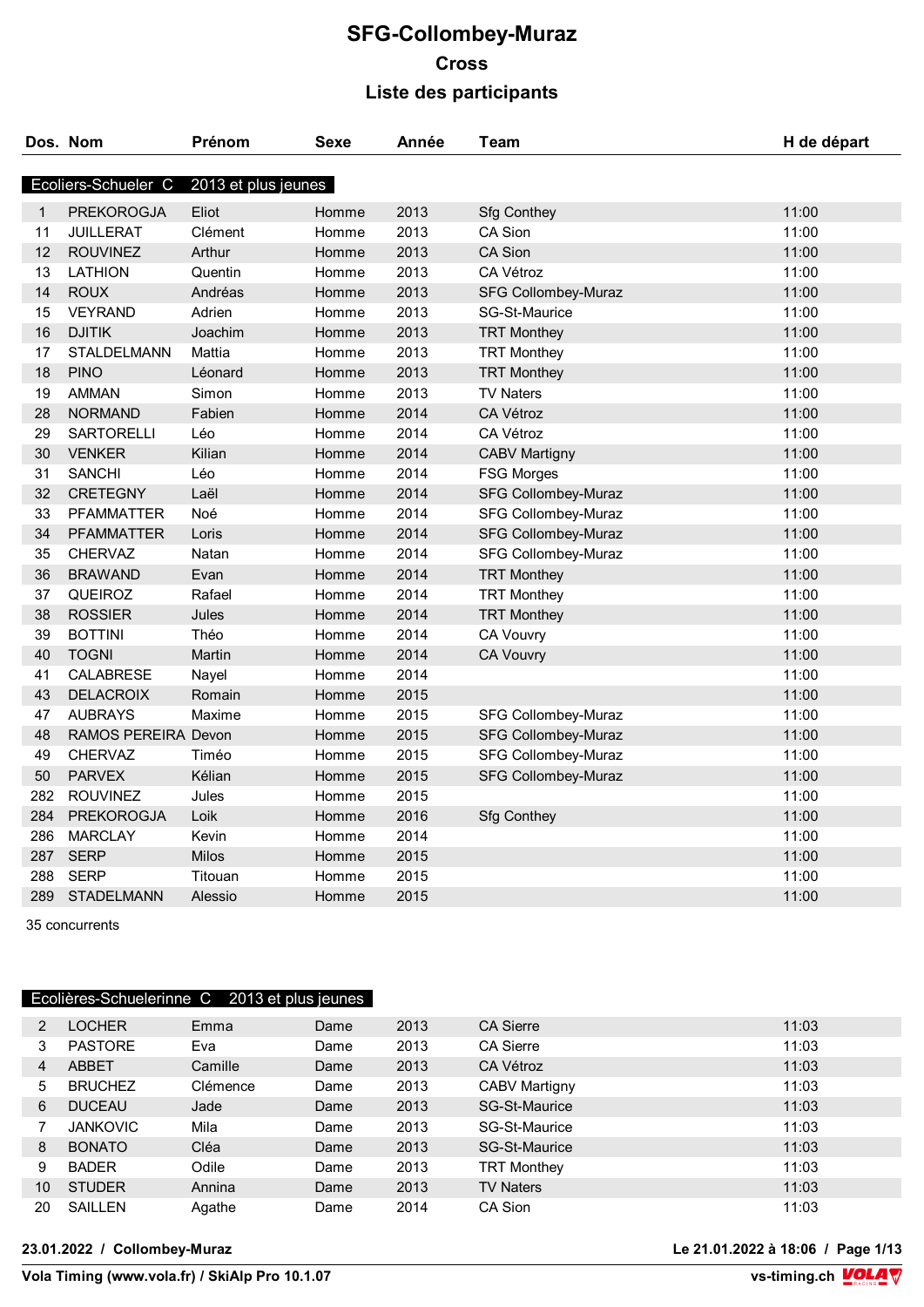# SFG-Collombey-Muraz

## Cross

## Liste des participants

| Dos. | Nom | Prénom | Sexe | Année | Team | H de départ |
|---|---|---|---|---|---|---|
| **Ecoliers-Schueler C** | **2013 et plus jeunes** | | | | | |
| 1 | PREKOROGJA | Eliot | Homme | 2013 | Sfg Conthey | 11:00 |
| 11 | JUILLERAT | Clément | Homme | 2013 | CA Sion | 11:00 |
| 12 | ROUVINEZ | Arthur | Homme | 2013 | CA Sion | 11:00 |
| 13 | LATHION | Quentin | Homme | 2013 | CA Vétroz | 11:00 |
| 14 | ROUX | Andréas | Homme | 2013 | SFG Collombey-Muraz | 11:00 |
| 15 | VEYRAND | Adrien | Homme | 2013 | SG-St-Maurice | 11:00 |
| 16 | DJITIK | Joachim | Homme | 2013 | TRT Monthey | 11:00 |
| 17 | STALDELMANN | Mattia | Homme | 2013 | TRT Monthey | 11:00 |
| 18 | PINO | Léonard | Homme | 2013 | TRT Monthey | 11:00 |
| 19 | AMMAN | Simon | Homme | 2013 | TV Naters | 11:00 |
| 28 | NORMAND | Fabien | Homme | 2014 | CA Vétroz | 11:00 |
| 29 | SARTORELLI | Léo | Homme | 2014 | CA Vétroz | 11:00 |
| 30 | VENKER | Kilian | Homme | 2014 | CABV Martigny | 11:00 |
| 31 | SANCHI | Léo | Homme | 2014 | FSG Morges | 11:00 |
| 32 | CRETEGNY | Laël | Homme | 2014 | SFG Collombey-Muraz | 11:00 |
| 33 | PFAMMATTER | Noé | Homme | 2014 | SFG Collombey-Muraz | 11:00 |
| 34 | PFAMMATTER | Loris | Homme | 2014 | SFG Collombey-Muraz | 11:00 |
| 35 | CHERVAZ | Natan | Homme | 2014 | SFG Collombey-Muraz | 11:00 |
| 36 | BRAWAND | Evan | Homme | 2014 | TRT Monthey | 11:00 |
| 37 | QUEIROZ | Rafael | Homme | 2014 | TRT Monthey | 11:00 |
| 38 | ROSSIER | Jules | Homme | 2014 | TRT Monthey | 11:00 |
| 39 | BOTTINI | Théo | Homme | 2014 | CA Vouvry | 11:00 |
| 40 | TOGNI | Martin | Homme | 2014 | CA Vouvry | 11:00 |
| 41 | CALABRESE | Nayel | Homme | 2014 | | 11:00 |
| 43 | DELACROIX | Romain | Homme | 2015 | | 11:00 |
| 47 | AUBRAYS | Maxime | Homme | 2015 | SFG Collombey-Muraz | 11:00 |
| 48 | RAMOS PEREIRA | Devon | Homme | 2015 | SFG Collombey-Muraz | 11:00 |
| 49 | CHERVAZ | Timéo | Homme | 2015 | SFG Collombey-Muraz | 11:00 |
| 50 | PARVEX | Kélian | Homme | 2015 | SFG Collombey-Muraz | 11:00 |
| 282 | ROUVINEZ | Jules | Homme | 2015 | | 11:00 |
| 284 | PREKOROGJA | Loik | Homme | 2016 | Sfg Conthey | 11:00 |
| 286 | MARCLAY | Kevin | Homme | 2014 | | 11:00 |
| 287 | SERP | Milos | Homme | 2015 | | 11:00 |
| 288 | SERP | Titouan | Homme | 2015 | | 11:00 |
| 289 | STADELMANN | Alessio | Homme | 2015 | | 11:00 |

35 concurrents

| Dos. | Nom | Prénom | Sexe | Année | Team | H de départ |
|---|---|---|---|---|---|---|
| **Ecolières-Schuelerinne C** | **2013 et plus jeunes** | | | | | |
| 2 | LOCHER | Emma | Dame | 2013 | CA Sierre | 11:03 |
| 3 | PASTORE | Eva | Dame | 2013 | CA Sierre | 11:03 |
| 4 | ABBET | Camille | Dame | 2013 | CA Vétroz | 11:03 |
| 5 | BRUCHEZ | Clémence | Dame | 2013 | CABV Martigny | 11:03 |
| 6 | DUCEAU | Jade | Dame | 2013 | SG-St-Maurice | 11:03 |
| 7 | JANKOVIC | Mila | Dame | 2013 | SG-St-Maurice | 11:03 |
| 8 | BONATO | Cléa | Dame | 2013 | SG-St-Maurice | 11:03 |
| 9 | BADER | Odile | Dame | 2013 | TRT Monthey | 11:03 |
| 10 | STUDER | Annina | Dame | 2013 | TV Naters | 11:03 |
| 20 | SAILLEN | Agathe | Dame | 2014 | CA Sion | 11:03 |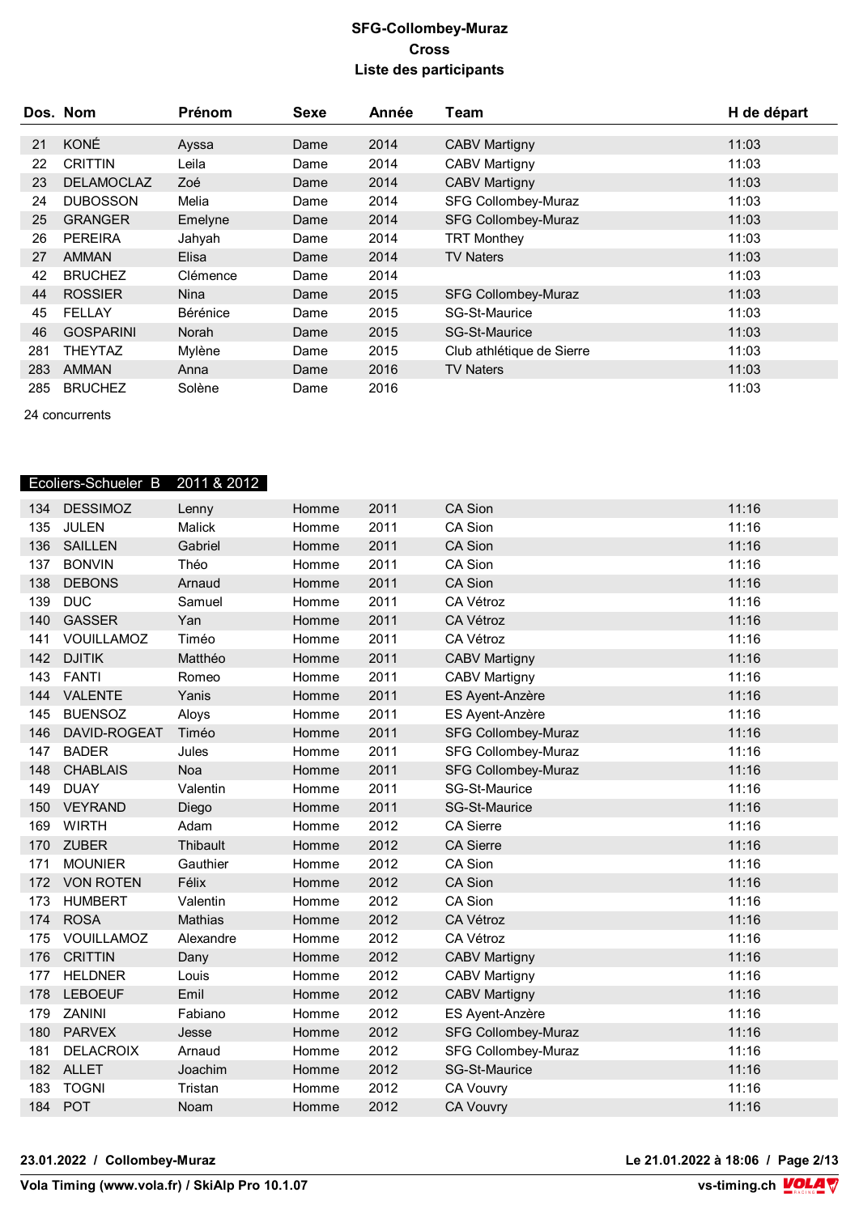# SFG-Collombey-Muraz
## Cross
## Liste des participants

| Dos. | Nom | Prénom | Sexe | Année | Team | H de départ |
|---|---|---|---|---|---|---|
| 21 | KONÉ | Ayssa | Dame | 2014 | CABV Martigny | 11:03 |
| 22 | CRITTIN | Leila | Dame | 2014 | CABV Martigny | 11:03 |
| 23 | DELAMOCLAZ | Zoé | Dame | 2014 | CABV Martigny | 11:03 |
| 24 | DUBOSSON | Melia | Dame | 2014 | SFG Collombey-Muraz | 11:03 |
| 25 | GRANGER | Emelyne | Dame | 2014 | SFG Collombey-Muraz | 11:03 |
| 26 | PEREIRA | Jahyah | Dame | 2014 | TRT Monthey | 11:03 |
| 27 | AMMAN | Elisa | Dame | 2014 | TV Naters | 11:03 |
| 42 | BRUCHEZ | Clémence | Dame | 2014 | | 11:03 |
| 44 | ROSSIER | Nina | Dame | 2015 | SFG Collombey-Muraz | 11:03 |
| 45 | FELLAY | Bérénice | Dame | 2015 | SG-St-Maurice | 11:03 |
| 46 | GOSPARINI | Norah | Dame | 2015 | SG-St-Maurice | 11:03 |
| 281 | THEYTAZ | Mylène | Dame | 2015 | Club athlétique de Sierre | 11:03 |
| 283 | AMMAN | Anna | Dame | 2016 | TV Naters | 11:03 |
| 285 | BRUCHEZ | Solène | Dame | 2016 | | 11:03 |

24 concurrents

### Ecoliers-Schueler B 2011 & 2012

| Dos. | Nom | Prénom | Sexe | Année | Team | H de départ |
|---|---|---|---|---|---|---|
| 134 | DESSIMOZ | Lenny | Homme | 2011 | CA Sion | 11:16 |
| 135 | JULEN | Malick | Homme | 2011 | CA Sion | 11:16 |
| 136 | SAILLEN | Gabriel | Homme | 2011 | CA Sion | 11:16 |
| 137 | BONVIN | Théo | Homme | 2011 | CA Sion | 11:16 |
| 138 | DEBONS | Arnaud | Homme | 2011 | CA Sion | 11:16 |
| 139 | DUC | Samuel | Homme | 2011 | CA Vétroz | 11:16 |
| 140 | GASSER | Yan | Homme | 2011 | CA Vétroz | 11:16 |
| 141 | VOUILLAMOZ | Timéo | Homme | 2011 | CA Vétroz | 11:16 |
| 142 | DJITIK | Matthéo | Homme | 2011 | CABV Martigny | 11:16 |
| 143 | FANTI | Romeo | Homme | 2011 | CABV Martigny | 11:16 |
| 144 | VALENTE | Yanis | Homme | 2011 | ES Ayent-Anzère | 11:16 |
| 145 | BUENSOZ | Aloys | Homme | 2011 | ES Ayent-Anzère | 11:16 |
| 146 | DAVID-ROGEAT | Timéo | Homme | 2011 | SFG Collombey-Muraz | 11:16 |
| 147 | BADER | Jules | Homme | 2011 | SFG Collombey-Muraz | 11:16 |
| 148 | CHABLAIS | Noa | Homme | 2011 | SFG Collombey-Muraz | 11:16 |
| 149 | DUAY | Valentin | Homme | 2011 | SG-St-Maurice | 11:16 |
| 150 | VEYRAND | Diego | Homme | 2011 | SG-St-Maurice | 11:16 |
| 169 | WIRTH | Adam | Homme | 2012 | CA Sierre | 11:16 |
| 170 | ZUBER | Thibault | Homme | 2012 | CA Sierre | 11:16 |
| 171 | MOUNIER | Gauthier | Homme | 2012 | CA Sion | 11:16 |
| 172 | VON ROTEN | Félix | Homme | 2012 | CA Sion | 11:16 |
| 173 | HUMBERT | Valentin | Homme | 2012 | CA Sion | 11:16 |
| 174 | ROSA | Mathias | Homme | 2012 | CA Vétroz | 11:16 |
| 175 | VOUILLAMOZ | Alexandre | Homme | 2012 | CA Vétroz | 11:16 |
| 176 | CRITTIN | Dany | Homme | 2012 | CABV Martigny | 11:16 |
| 177 | HELDNER | Louis | Homme | 2012 | CABV Martigny | 11:16 |
| 178 | LEBOEUF | Emil | Homme | 2012 | CABV Martigny | 11:16 |
| 179 | ZANINI | Fabiano | Homme | 2012 | ES Ayent-Anzère | 11:16 |
| 180 | PARVEX | Jesse | Homme | 2012 | SFG Collombey-Muraz | 11:16 |
| 181 | DELACROIX | Arnaud | Homme | 2012 | SFG Collombey-Muraz | 11:16 |
| 182 | ALLET | Joachim | Homme | 2012 | SG-St-Maurice | 11:16 |
| 183 | TOGNI | Tristan | Homme | 2012 | CA Vouvry | 11:16 |
| 184 | POT | Noam | Homme | 2012 | CA Vouvry | 11:16 |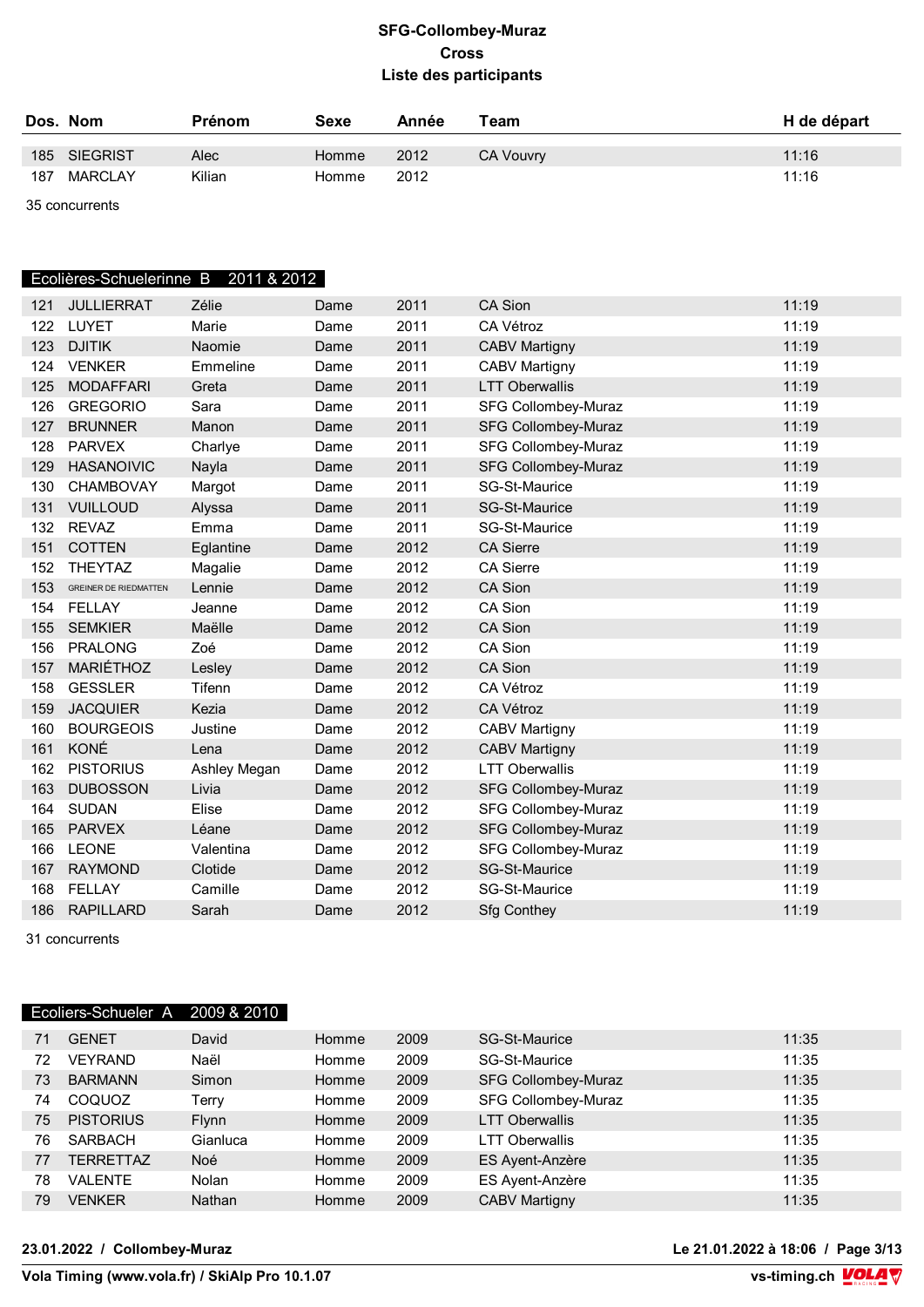# SFG-Collombey-Muraz
## Cross
## Liste des participants

| Dos. | Nom | Prénom | Sexe | Année | Team | H de départ |
|---|---|---|---|---|---|---|
| 185 | SIEGRIST | Alec | Homme | 2012 | CA Vouvry | 11:16 |
| 187 | MARCLAY | Kilian | Homme | 2012 | | 11:16 |

35 concurrents

### Ecolières-Schuelerinne B 2011 & 2012

| Dos. | Nom | Prénom | Sexe | Année | Team | H de départ |
|---|---|---|---|---|---|---|
| 121 | JULLIERRAT | Zélie | Dame | 2011 | CA Sion | 11:19 |
| 122 | LUYET | Marie | Dame | 2011 | CA Vétroz | 11:19 |
| 123 | DJITIK | Naomie | Dame | 2011 | CABV Martigny | 11:19 |
| 124 | VENKER | Emmeline | Dame | 2011 | CABV Martigny | 11:19 |
| 125 | MODAFFARI | Greta | Dame | 2011 | LTT Oberwallis | 11:19 |
| 126 | GREGORIO | Sara | Dame | 2011 | SFG Collombey-Muraz | 11:19 |
| 127 | BRUNNER | Manon | Dame | 2011 | SFG Collombey-Muraz | 11:19 |
| 128 | PARVEX | Charlye | Dame | 2011 | SFG Collombey-Muraz | 11:19 |
| 129 | HASANOIVIC | Nayla | Dame | 2011 | SFG Collombey-Muraz | 11:19 |
| 130 | CHAMBOVAY | Margot | Dame | 2011 | SG-St-Maurice | 11:19 |
| 131 | VUILLOUD | Alyssa | Dame | 2011 | SG-St-Maurice | 11:19 |
| 132 | REVAZ | Emma | Dame | 2011 | SG-St-Maurice | 11:19 |
| 151 | COTTEN | Eglantine | Dame | 2012 | CA Sierre | 11:19 |
| 152 | THEYTAZ | Magalie | Dame | 2012 | CA Sierre | 11:19 |
| 153 | GREINER DE RIEDMATTEN | Lennie | Dame | 2012 | CA Sion | 11:19 |
| 154 | FELLAY | Jeanne | Dame | 2012 | CA Sion | 11:19 |
| 155 | SEMKIER | Maëlle | Dame | 2012 | CA Sion | 11:19 |
| 156 | PRALONG | Zoé | Dame | 2012 | CA Sion | 11:19 |
| 157 | MARIÉTHOZ | Lesley | Dame | 2012 | CA Sion | 11:19 |
| 158 | GESSLER | Tifenn | Dame | 2012 | CA Vétroz | 11:19 |
| 159 | JACQUIER | Kezia | Dame | 2012 | CA Vétroz | 11:19 |
| 160 | BOURGEOIS | Justine | Dame | 2012 | CABV Martigny | 11:19 |
| 161 | KONÉ | Lena | Dame | 2012 | CABV Martigny | 11:19 |
| 162 | PISTORIUS | Ashley Megan | Dame | 2012 | LTT Oberwallis | 11:19 |
| 163 | DUBOSSON | Livia | Dame | 2012 | SFG Collombey-Muraz | 11:19 |
| 164 | SUDAN | Elise | Dame | 2012 | SFG Collombey-Muraz | 11:19 |
| 165 | PARVEX | Léane | Dame | 2012 | SFG Collombey-Muraz | 11:19 |
| 166 | LEONE | Valentina | Dame | 2012 | SFG Collombey-Muraz | 11:19 |
| 167 | RAYMOND | Clotide | Dame | 2012 | SG-St-Maurice | 11:19 |
| 168 | FELLAY | Camille | Dame | 2012 | SG-St-Maurice | 11:19 |
| 186 | RAPILLARD | Sarah | Dame | 2012 | Sfg Conthey | 11:19 |

31 concurrents

### Ecoliers-Schueler A 2009 & 2010

| Dos. | Nom | Prénom | Sexe | Année | Team | H de départ |
|---|---|---|---|---|---|---|
| 71 | GENET | David | Homme | 2009 | SG-St-Maurice | 11:35 |
| 72 | VEYRAND | Naël | Homme | 2009 | SG-St-Maurice | 11:35 |
| 73 | BARMANN | Simon | Homme | 2009 | SFG Collombey-Muraz | 11:35 |
| 74 | COQUOZ | Terry | Homme | 2009 | SFG Collombey-Muraz | 11:35 |
| 75 | PISTORIUS | Flynn | Homme | 2009 | LTT Oberwallis | 11:35 |
| 76 | SARBACH | Gianluca | Homme | 2009 | LTT Oberwallis | 11:35 |
| 77 | TERRETTAZ | Noé | Homme | 2009 | ES Ayent-Anzère | 11:35 |
| 78 | VALENTE | Nolan | Homme | 2009 | ES Ayent-Anzère | 11:35 |
| 79 | VENKER | Nathan | Homme | 2009 | CABV Martigny | 11:35 |

23.01.2022 / Collombey-Muraz

Vola Timing (www.vola.fr) / SkiAlp Pro 10.1.07

Le 21.01.2022 à 18:06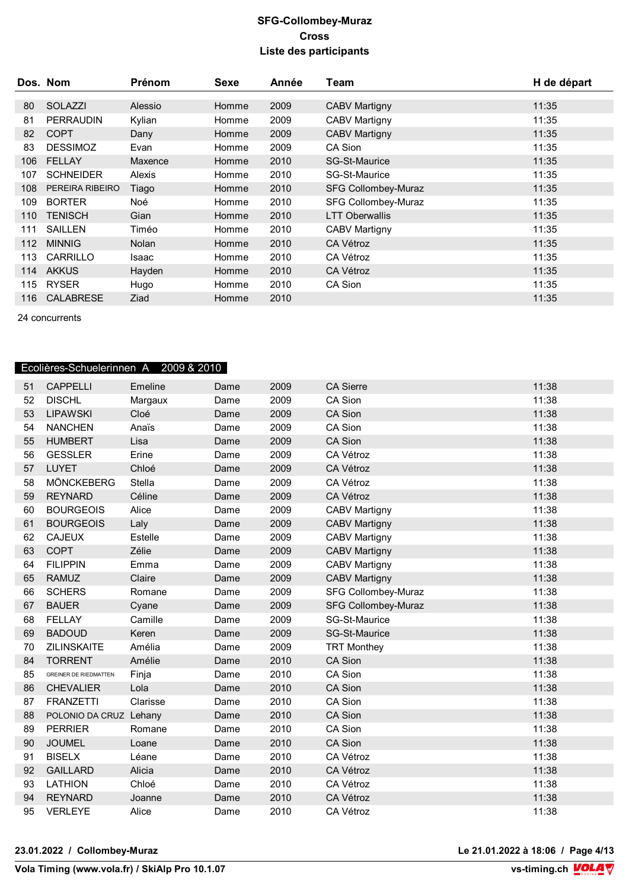**SFG-Collombey-Muraz**
**Cross**
**Liste des participants**

| Dos. | Nom | Prénom | Sexe | Année | Team | H de départ |
|---|---|---|---|---|---|---|
| 80 | SOLAZZI | Alessio | Homme | 2009 | CABV Martigny | 11:35 |
| 81 | PERRAUDIN | Kylian | Homme | 2009 | CABV Martigny | 11:35 |
| 82 | COPT | Dany | Homme | 2009 | CABV Martigny | 11:35 |
| 83 | DESSIMOZ | Evan | Homme | 2009 | CA Sion | 11:35 |
| 106 | FELLAY | Maxence | Homme | 2010 | SG-St-Maurice | 11:35 |
| 107 | SCHNEIDER | Alexis | Homme | 2010 | SG-St-Maurice | 11:35 |
| 108 | PEREIRA RIBEIRO | Tiago | Homme | 2010 | SFG Collombey-Muraz | 11:35 |
| 109 | BORTER | Noé | Homme | 2010 | SFG Collombey-Muraz | 11:35 |
| 110 | TENISCH | Gian | Homme | 2010 | LTT Oberwallis | 11:35 |
| 111 | SAILLEN | Timéo | Homme | 2010 | CABV Martigny | 11:35 |
| 112 | MINNIG | Nolan | Homme | 2010 | CA Vétroz | 11:35 |
| 113 | CARRILLO | Isaac | Homme | 2010 | CA Vétroz | 11:35 |
| 114 | AKKUS | Hayden | Homme | 2010 | CA Vétroz | 11:35 |
| 115 | RYSER | Hugo | Homme | 2010 | CA Sion | 11:35 |
| 116 | CALABRESE | Ziad | Homme | 2010 | | 11:35 |

24 concurrents

## Ecolières-Schuelerinnen A 2009 & 2010

| Dos. | Nom | Prénom | Sexe | Année | Team | H de départ |
|---|---|---|---|---|---|---|
| 51 | CAPPELLI | Emeline | Dame | 2009 | CA Sierre | 11:38 |
| 52 | DISCHL | Margaux | Dame | 2009 | CA Sion | 11:38 |
| 53 | LIPAWSKI | Cloé | Dame | 2009 | CA Sion | 11:38 |
| 54 | NANCHEN | Anaïs | Dame | 2009 | CA Sion | 11:38 |
| 55 | HUMBERT | Lisa | Dame | 2009 | CA Sion | 11:38 |
| 56 | GESSLER | Erine | Dame | 2009 | CA Vétroz | 11:38 |
| 57 | LUYET | Chloé | Dame | 2009 | CA Vétroz | 11:38 |
| 58 | MÖNCKEBERG | Stella | Dame | 2009 | CA Vétroz | 11:38 |
| 59 | REYNARD | Céline | Dame | 2009 | CA Vétroz | 11:38 |
| 60 | BOURGEOIS | Alice | Dame | 2009 | CABV Martigny | 11:38 |
| 61 | BOURGEOIS | Laly | Dame | 2009 | CABV Martigny | 11:38 |
| 62 | CAJEUX | Estelle | Dame | 2009 | CABV Martigny | 11:38 |
| 63 | COPT | Zélie | Dame | 2009 | CABV Martigny | 11:38 |
| 64 | FILIPPIN | Emma | Dame | 2009 | CABV Martigny | 11:38 |
| 65 | RAMUZ | Claire | Dame | 2009 | CABV Martigny | 11:38 |
| 66 | SCHERS | Romane | Dame | 2009 | SFG Collombey-Muraz | 11:38 |
| 67 | BAUER | Cyane | Dame | 2009 | SFG Collombey-Muraz | 11:38 |
| 68 | FELLAY | Camille | Dame | 2009 | SG-St-Maurice | 11:38 |
| 69 | BADOUD | Keren | Dame | 2009 | SG-St-Maurice | 11:38 |
| 70 | ZILINSKAITE | Amélia | Dame | 2009 | TRT Monthey | 11:38 |
| 84 | TORRENT | Amélie | Dame | 2010 | CA Sion | 11:38 |
| 85 | GREINER DE RIEDMATTEN | Finja | Dame | 2010 | CA Sion | 11:38 |
| 86 | CHEVALIER | Lola | Dame | 2010 | CA Sion | 11:38 |
| 87 | FRANZETTI | Clarisse | Dame | 2010 | CA Sion | 11:38 |
| 88 | POLONIO DA CRUZ | Lehany | Dame | 2010 | CA Sion | 11:38 |
| 89 | PERRIER | Romane | Dame | 2010 | CA Sion | 11:38 |
| 90 | JOUMEL | Loane | Dame | 2010 | CA Sion | 11:38 |
| 91 | BISELX | Léane | Dame | 2010 | CA Vétroz | 11:38 |
| 92 | GAILLARD | Alicia | Dame | 2010 | CA Vétroz | 11:38 |
| 93 | LATHION | Chloé | Dame | 2010 | CA Vétroz | 11:38 |
| 94 | REYNARD | Joanne | Dame | 2010 | CA Vétroz | 11:38 |
| 95 | VERLEYE | Alice | Dame | 2010 | CA Vétroz | 11:38 |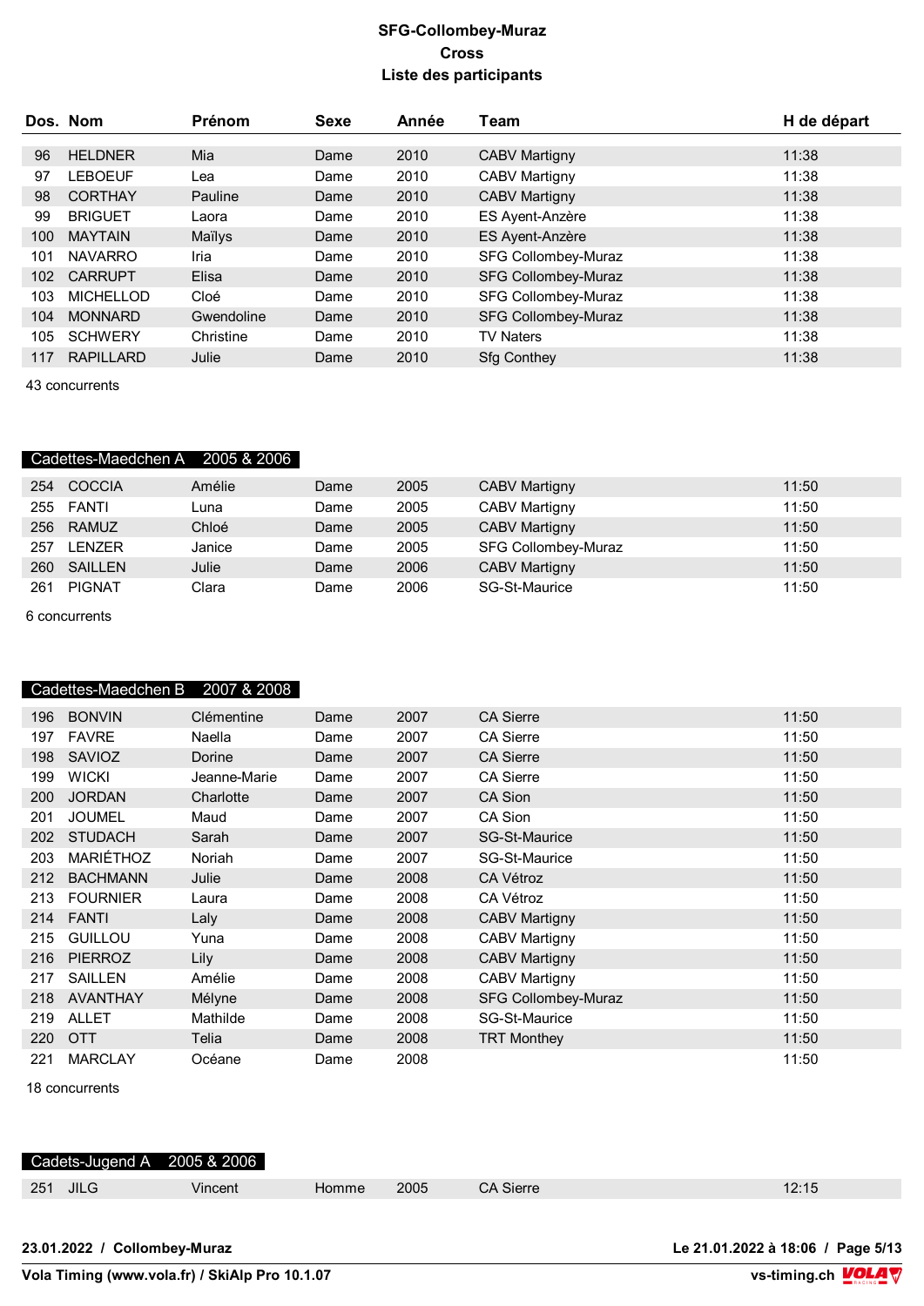# SFG-Collombey-Muraz
## Cross
## Liste des participants

| Dos. | Nom | Prénom | Sexe | Année | Team | H de départ |
|---|---|---|---|---|---|---|
| 96 | HELDNER | Mia | Dame | 2010 | CABV Martigny | 11:38 |
| 97 | LEBOEUF | Lea | Dame | 2010 | CABV Martigny | 11:38 |
| 98 | CORTHAY | Pauline | Dame | 2010 | CABV Martigny | 11:38 |
| 99 | BRIGUET | Laora | Dame | 2010 | ES Ayent-Anzère | 11:38 |
| 100 | MAYTAIN | Maïlys | Dame | 2010 | ES Ayent-Anzère | 11:38 |
| 101 | NAVARRO | Iria | Dame | 2010 | SFG Collombey-Muraz | 11:38 |
| 102 | CARRUPT | Elisa | Dame | 2010 | SFG Collombey-Muraz | 11:38 |
| 103 | MICHELLOD | Cloé | Dame | 2010 | SFG Collombey-Muraz | 11:38 |
| 104 | MONNARD | Gwendoline | Dame | 2010 | SFG Collombey-Muraz | 11:38 |
| 105 | SCHWERY | Christine | Dame | 2010 | TV Naters | 11:38 |
| 117 | RAPILLARD | Julie | Dame | 2010 | Sfg Conthey | 11:38 |

43 concurrents

**Cadettes-Maedchen A 2005 & 2006**

| Dos. | Nom | Prénom | Sexe | Année | Team | H de départ |
|---|---|---|---|---|---|---|
| 254 | COCCIA | Amélie | Dame | 2005 | CABV Martigny | 11:50 |
| 255 | FANTI | Luna | Dame | 2005 | CABV Martigny | 11:50 |
| 256 | RAMUZ | Chloé | Dame | 2005 | CABV Martigny | 11:50 |
| 257 | LENZER | Janice | Dame | 2005 | SFG Collombey-Muraz | 11:50 |
| 260 | SAILLEN | Julie | Dame | 2006 | CABV Martigny | 11:50 |
| 261 | PIGNAT | Clara | Dame | 2006 | SG-St-Maurice | 11:50 |

6 concurrents

**Cadettes-Maedchen B 2007 & 2008**

| Dos. | Nom | Prénom | Sexe | Année | Team | H de départ |
|---|---|---|---|---|---|---|
| 196 | BONVIN | Clémentine | Dame | 2007 | CA Sierre | 11:50 |
| 197 | FAVRE | Naella | Dame | 2007 | CA Sierre | 11:50 |
| 198 | SAVIOZ | Dorine | Dame | 2007 | CA Sierre | 11:50 |
| 199 | WICKI | Jeanne-Marie | Dame | 2007 | CA Sierre | 11:50 |
| 200 | JORDAN | Charlotte | Dame | 2007 | CA Sion | 11:50 |
| 201 | JOUMEL | Maud | Dame | 2007 | CA Sion | 11:50 |
| 202 | STUDACH | Sarah | Dame | 2007 | SG-St-Maurice | 11:50 |
| 203 | MARIÉTHOZ | Noriah | Dame | 2007 | SG-St-Maurice | 11:50 |
| 212 | BACHMANN | Julie | Dame | 2008 | CA Vétroz | 11:50 |
| 213 | FOURNIER | Laura | Dame | 2008 | CA Vétroz | 11:50 |
| 214 | FANTI | Laly | Dame | 2008 | CABV Martigny | 11:50 |
| 215 | GUILLOU | Yuna | Dame | 2008 | CABV Martigny | 11:50 |
| 216 | PIERROZ | Lily | Dame | 2008 | CABV Martigny | 11:50 |
| 217 | SAILLEN | Amélie | Dame | 2008 | CABV Martigny | 11:50 |
| 218 | AVANTHAY | Mélyne | Dame | 2008 | SFG Collombey-Muraz | 11:50 |
| 219 | ALLET | Mathilde | Dame | 2008 | SG-St-Maurice | 11:50 |
| 220 | OTT | Telia | Dame | 2008 | TRT Monthey | 11:50 |
| 221 | MARCLAY | Océane | Dame | 2008 | | 11:50 |

18 concurrents

**Cadets-Jugend A 2005 & 2006**

| Dos. | Nom | Prénom | Sexe | Année | Team | H de départ |
|---|---|---|---|---|---|---|
| 251 | JILG | Vincent | Homme | 2005 | CA Sierre | 12:15 |

23.01.2022 / Collombey-Muraz — Le 21.01.2022 à 18:06

Vola Timing (www.vola.fr) / SkiAlp Pro 10.1.07 — vs-timing.ch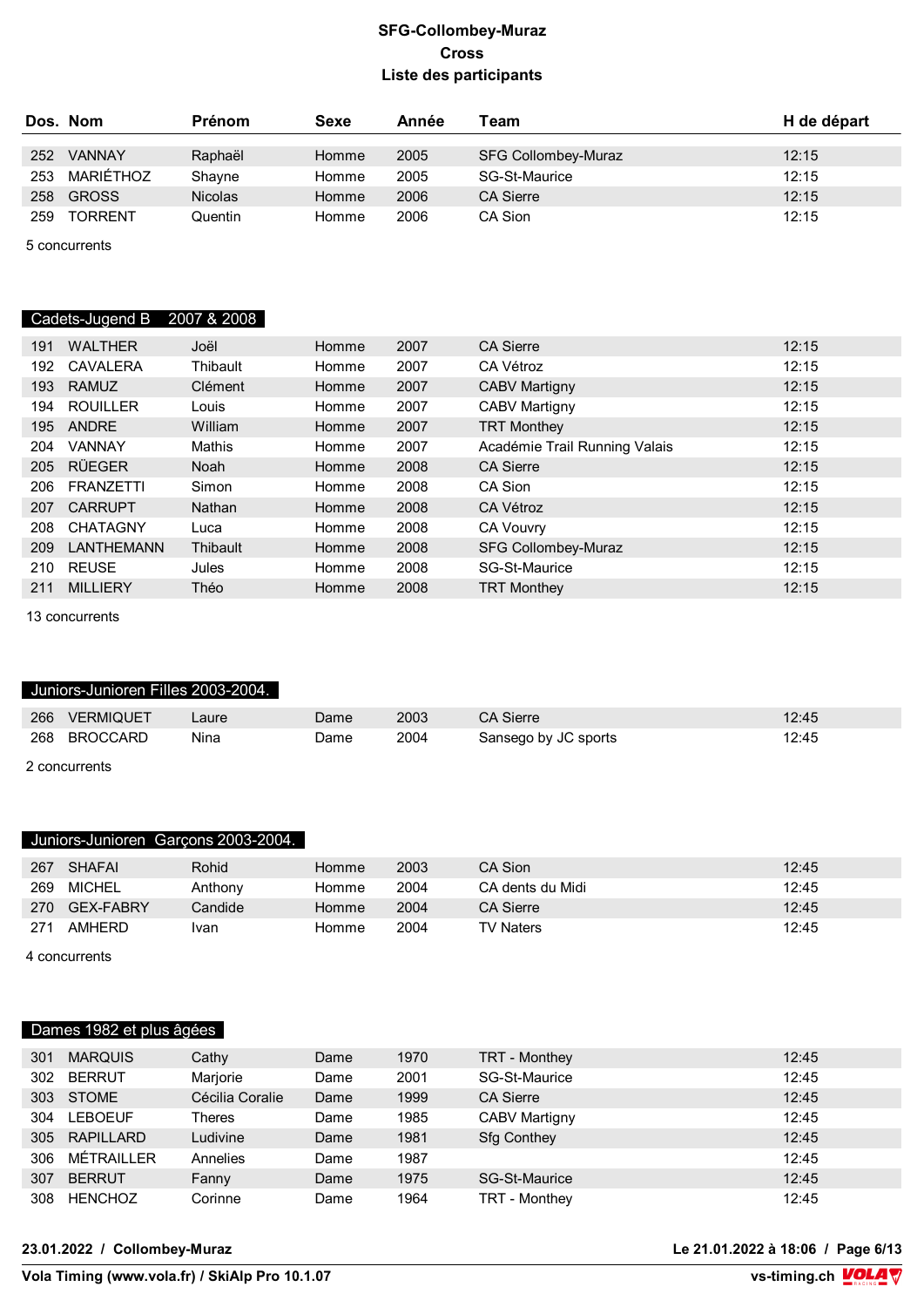**SFG-Collombey-Muraz**
**Cross**
**Liste des participants**

| Dos. | Nom | Prénom | Sexe | Année | Team | H de départ |
|---|---|---|---|---|---|---|
| 252 | VANNAY | Raphaël | Homme | 2005 | SFG Collombey-Muraz | 12:15 |
| 253 | MARIÉTHOZ | Shayne | Homme | 2005 | SG-St-Maurice | 12:15 |
| 258 | GROSS | Nicolas | Homme | 2006 | CA Sierre | 12:15 |
| 259 | TORRENT | Quentin | Homme | 2006 | CA Sion | 12:15 |

5 concurrents

## Cadets-Jugend B 2007 & 2008

| Dos. | Nom | Prénom | Sexe | Année | Team | H de départ |
|---|---|---|---|---|---|---|
| 191 | WALTHER | Joël | Homme | 2007 | CA Sierre | 12:15 |
| 192 | CAVALERA | Thibault | Homme | 2007 | CA Vétroz | 12:15 |
| 193 | RAMUZ | Clément | Homme | 2007 | CABV Martigny | 12:15 |
| 194 | ROUILLER | Louis | Homme | 2007 | CABV Martigny | 12:15 |
| 195 | ANDRE | William | Homme | 2007 | TRT Monthey | 12:15 |
| 204 | VANNAY | Mathis | Homme | 2007 | Académie Trail Running Valais | 12:15 |
| 205 | RÜEGER | Noah | Homme | 2008 | CA Sierre | 12:15 |
| 206 | FRANZETTI | Simon | Homme | 2008 | CA Sion | 12:15 |
| 207 | CARRUPT | Nathan | Homme | 2008 | CA Vétroz | 12:15 |
| 208 | CHATAGNY | Luca | Homme | 2008 | CA Vouvry | 12:15 |
| 209 | LANTHEMANN | Thibault | Homme | 2008 | SFG Collombey-Muraz | 12:15 |
| 210 | REUSE | Jules | Homme | 2008 | SG-St-Maurice | 12:15 |
| 211 | MILLIERY | Théo | Homme | 2008 | TRT Monthey | 12:15 |

13 concurrents

## Juniors-Junioren Filles 2003-2004.

| Dos. | Nom | Prénom | Sexe | Année | Team | H de départ |
|---|---|---|---|---|---|---|
| 266 | VERMIQUET | Laure | Dame | 2003 | CA Sierre | 12:45 |
| 268 | BROCCARD | Nina | Dame | 2004 | Sansego by JC sports | 12:45 |

2 concurrents

## Juniors-Junioren Garçons 2003-2004.

| Dos. | Nom | Prénom | Sexe | Année | Team | H de départ |
|---|---|---|---|---|---|---|
| 267 | SHAFAI | Rohid | Homme | 2003 | CA Sion | 12:45 |
| 269 | MICHEL | Anthony | Homme | 2004 | CA dents du Midi | 12:45 |
| 270 | GEX-FABRY | Candide | Homme | 2004 | CA Sierre | 12:45 |
| 271 | AMHERD | Ivan | Homme | 2004 | TV Naters | 12:45 |

4 concurrents

## Dames 1982 et plus âgées

| Dos. | Nom | Prénom | Sexe | Année | Team | H de départ |
|---|---|---|---|---|---|---|
| 301 | MARQUIS | Cathy | Dame | 1970 | TRT - Monthey | 12:45 |
| 302 | BERRUT | Marjorie | Dame | 2001 | SG-St-Maurice | 12:45 |
| 303 | STOME | Cécilia Coralie | Dame | 1999 | CA Sierre | 12:45 |
| 304 | LEBOEUF | Theres | Dame | 1985 | CABV Martigny | 12:45 |
| 305 | RAPILLARD | Ludivine | Dame | 1981 | Sfg Conthey | 12:45 |
| 306 | MÉTRAILLER | Annelies | Dame | 1987 | | 12:45 |
| 307 | BERRUT | Fanny | Dame | 1975 | SG-St-Maurice | 12:45 |
| 308 | HENCHOZ | Corinne | Dame | 1964 | TRT - Monthey | 12:45 |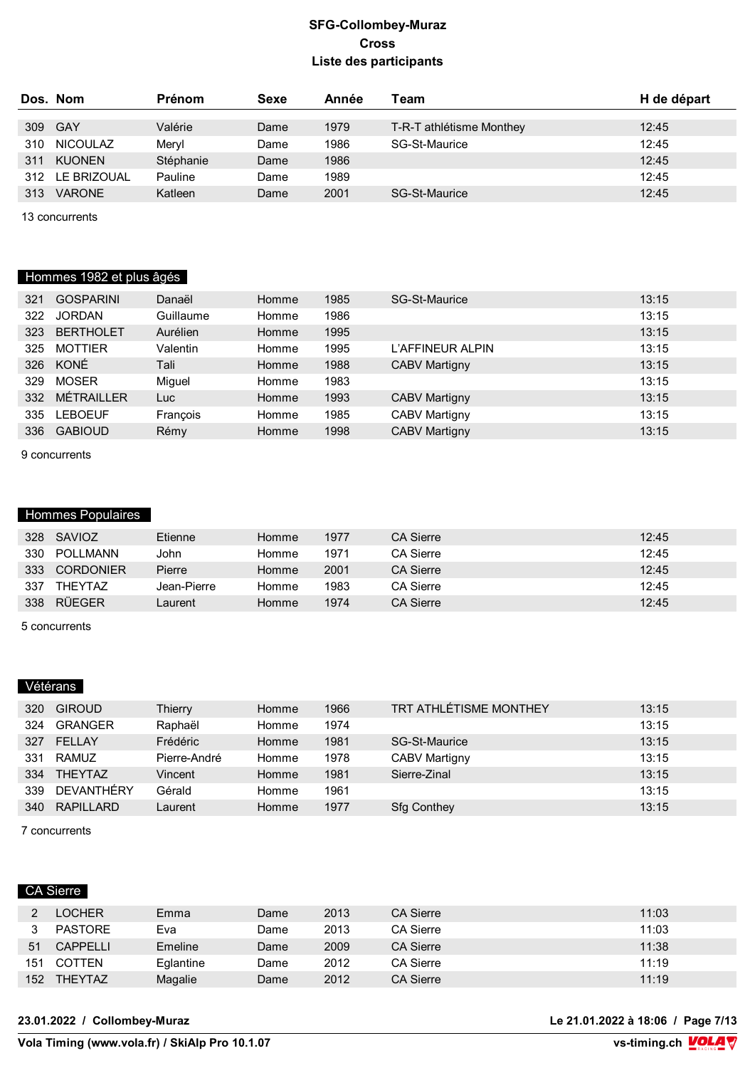# SFG-Collombey-Muraz
## Cross
## Liste des participants

| Dos. | Nom | Prénom | Sexe | Année | Team | H de départ |
|---|---|---|---|---|---|---|
| 309 | GAY | Valérie | Dame | 1979 | T-R-T athlétisme Monthey | 12:45 |
| 310 | NICOULAZ | Meryl | Dame | 1986 | SG-St-Maurice | 12:45 |
| 311 | KUONEN | Stéphanie | Dame | 1986 | | 12:45 |
| 312 | LE BRIZOUAL | Pauline | Dame | 1989 | | 12:45 |
| 313 | VARONE | Katleen | Dame | 2001 | SG-St-Maurice | 12:45 |

13 concurrents

### Hommes 1982 et plus âgés

| Dos. | Nom | Prénom | Sexe | Année | Team | H de départ |
|---|---|---|---|---|---|---|
| 321 | GOSPARINI | Danaël | Homme | 1985 | SG-St-Maurice | 13:15 |
| 322 | JORDAN | Guillaume | Homme | 1986 | | 13:15 |
| 323 | BERTHOLET | Aurélien | Homme | 1995 | | 13:15 |
| 325 | MOTTIER | Valentin | Homme | 1995 | L'AFFINEUR ALPIN | 13:15 |
| 326 | KONÉ | Tali | Homme | 1988 | CABV Martigny | 13:15 |
| 329 | MOSER | Miguel | Homme | 1983 | | 13:15 |
| 332 | MÉTRAILLER | Luc | Homme | 1993 | CABV Martigny | 13:15 |
| 335 | LEBOEUF | François | Homme | 1985 | CABV Martigny | 13:15 |
| 336 | GABIOUD | Rémy | Homme | 1998 | CABV Martigny | 13:15 |

9 concurrents

### Hommes Populaires

| Dos. | Nom | Prénom | Sexe | Année | Team | H de départ |
|---|---|---|---|---|---|---|
| 328 | SAVIOZ | Etienne | Homme | 1977 | CA Sierre | 12:45 |
| 330 | POLLMANN | John | Homme | 1971 | CA Sierre | 12:45 |
| 333 | CORDONIER | Pierre | Homme | 2001 | CA Sierre | 12:45 |
| 337 | THEYTAZ | Jean-Pierre | Homme | 1983 | CA Sierre | 12:45 |
| 338 | RÜEGER | Laurent | Homme | 1974 | CA Sierre | 12:45 |

5 concurrents

### Vétérans

| Dos. | Nom | Prénom | Sexe | Année | Team | H de départ |
|---|---|---|---|---|---|---|
| 320 | GIROUD | Thierry | Homme | 1966 | TRT ATHLÉTISME MONTHEY | 13:15 |
| 324 | GRANGER | Raphaël | Homme | 1974 | | 13:15 |
| 327 | FELLAY | Frédéric | Homme | 1981 | SG-St-Maurice | 13:15 |
| 331 | RAMUZ | Pierre-André | Homme | 1978 | CABV Martigny | 13:15 |
| 334 | THEYTAZ | Vincent | Homme | 1981 | Sierre-Zinal | 13:15 |
| 339 | DEVANTHÉRY | Gérald | Homme | 1961 | | 13:15 |
| 340 | RAPILLARD | Laurent | Homme | 1977 | Sfg Conthey | 13:15 |

7 concurrents

### CA Sierre

| Dos. | Nom | Prénom | Sexe | Année | Team | H de départ |
|---|---|---|---|---|---|---|
| 2 | LOCHER | Emma | Dame | 2013 | CA Sierre | 11:03 |
| 3 | PASTORE | Eva | Dame | 2013 | CA Sierre | 11:03 |
| 51 | CAPPELLI | Emeline | Dame | 2009 | CA Sierre | 11:38 |
| 151 | COTTEN | Eglantine | Dame | 2012 | CA Sierre | 11:19 |
| 152 | THEYTAZ | Magalie | Dame | 2012 | CA Sierre | 11:19 |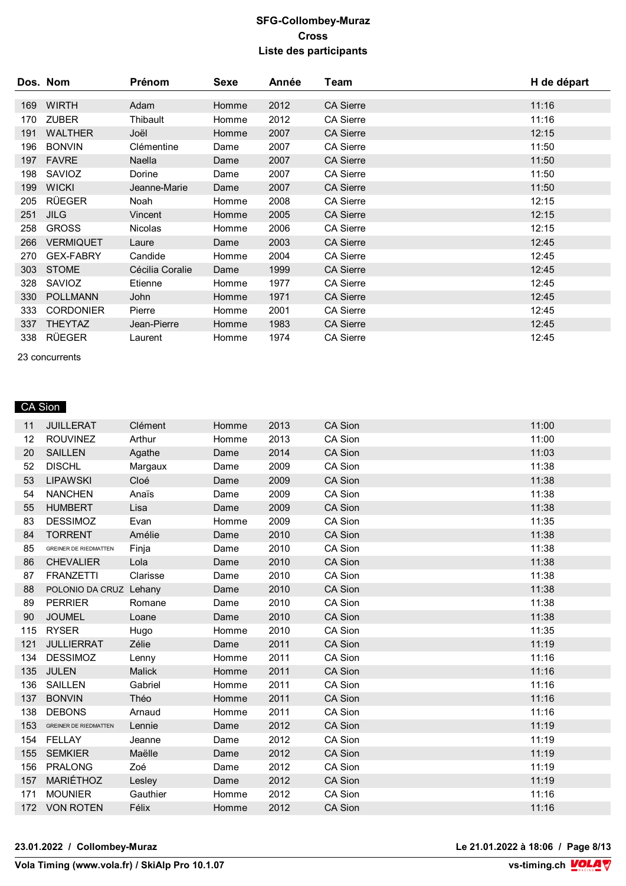**SFG-Collombey-Muraz**
**Cross**
**Liste des participants**

| Dos. | Nom | Prénom | Sexe | Année | Team | H de départ |
|---|---|---|---|---|---|---|
| 169 | WIRTH | Adam | Homme | 2012 | CA Sierre | 11:16 |
| 170 | ZUBER | Thibault | Homme | 2012 | CA Sierre | 11:16 |
| 191 | WALTHER | Joël | Homme | 2007 | CA Sierre | 12:15 |
| 196 | BONVIN | Clémentine | Dame | 2007 | CA Sierre | 11:50 |
| 197 | FAVRE | Naella | Dame | 2007 | CA Sierre | 11:50 |
| 198 | SAVIOZ | Dorine | Dame | 2007 | CA Sierre | 11:50 |
| 199 | WICKI | Jeanne-Marie | Dame | 2007 | CA Sierre | 11:50 |
| 205 | RÜEGER | Noah | Homme | 2008 | CA Sierre | 12:15 |
| 251 | JILG | Vincent | Homme | 2005 | CA Sierre | 12:15 |
| 258 | GROSS | Nicolas | Homme | 2006 | CA Sierre | 12:15 |
| 266 | VERMIQUET | Laure | Dame | 2003 | CA Sierre | 12:45 |
| 270 | GEX-FABRY | Candide | Homme | 2004 | CA Sierre | 12:45 |
| 303 | STOME | Cécilia Coralie | Dame | 1999 | CA Sierre | 12:45 |
| 328 | SAVIOZ | Etienne | Homme | 1977 | CA Sierre | 12:45 |
| 330 | POLLMANN | John | Homme | 1971 | CA Sierre | 12:45 |
| 333 | CORDONIER | Pierre | Homme | 2001 | CA Sierre | 12:45 |
| 337 | THEYTAZ | Jean-Pierre | Homme | 1983 | CA Sierre | 12:45 |
| 338 | RÜEGER | Laurent | Homme | 1974 | CA Sierre | 12:45 |

23 concurrents

## CA Sion

| Dos. | Nom | Prénom | Sexe | Année | Team | H de départ |
|---|---|---|---|---|---|---|
| 11 | JUILLERAT | Clément | Homme | 2013 | CA Sion | 11:00 |
| 12 | ROUVINEZ | Arthur | Homme | 2013 | CA Sion | 11:00 |
| 20 | SAILLEN | Agathe | Dame | 2014 | CA Sion | 11:03 |
| 52 | DISCHL | Margaux | Dame | 2009 | CA Sion | 11:38 |
| 53 | LIPAWSKI | Cloé | Dame | 2009 | CA Sion | 11:38 |
| 54 | NANCHEN | Anaïs | Dame | 2009 | CA Sion | 11:38 |
| 55 | HUMBERT | Lisa | Dame | 2009 | CA Sion | 11:38 |
| 83 | DESSIMOZ | Evan | Homme | 2009 | CA Sion | 11:35 |
| 84 | TORRENT | Amélie | Dame | 2010 | CA Sion | 11:38 |
| 85 | GREINER DE RIEDMATTEN | Finja | Dame | 2010 | CA Sion | 11:38 |
| 86 | CHEVALIER | Lola | Dame | 2010 | CA Sion | 11:38 |
| 87 | FRANZETTI | Clarisse | Dame | 2010 | CA Sion | 11:38 |
| 88 | POLONIO DA CRUZ | Lehany | Dame | 2010 | CA Sion | 11:38 |
| 89 | PERRIER | Romane | Dame | 2010 | CA Sion | 11:38 |
| 90 | JOUMEL | Loane | Dame | 2010 | CA Sion | 11:38 |
| 115 | RYSER | Hugo | Homme | 2010 | CA Sion | 11:35 |
| 121 | JULLIERRAT | Zélie | Dame | 2011 | CA Sion | 11:19 |
| 134 | DESSIMOZ | Lenny | Homme | 2011 | CA Sion | 11:16 |
| 135 | JULEN | Malick | Homme | 2011 | CA Sion | 11:16 |
| 136 | SAILLEN | Gabriel | Homme | 2011 | CA Sion | 11:16 |
| 137 | BONVIN | Théo | Homme | 2011 | CA Sion | 11:16 |
| 138 | DEBONS | Arnaud | Homme | 2011 | CA Sion | 11:16 |
| 153 | GREINER DE RIEDMATTEN | Lennie | Dame | 2012 | CA Sion | 11:19 |
| 154 | FELLAY | Jeanne | Dame | 2012 | CA Sion | 11:19 |
| 155 | SEMKIER | Maëlle | Dame | 2012 | CA Sion | 11:19 |
| 156 | PRALONG | Zoé | Dame | 2012 | CA Sion | 11:19 |
| 157 | MARIÉTHOZ | Lesley | Dame | 2012 | CA Sion | 11:19 |
| 171 | MOUNIER | Gauthier | Homme | 2012 | CA Sion | 11:16 |
| 172 | VON ROTEN | Félix | Homme | 2012 | CA Sion | 11:16 |

23.01.2022 / Collombey-Muraz — Le 21.01.2022 à 18:06

Vola Timing (www.vola.fr) / SkiAlp Pro 10.1.07 — vs-timing.ch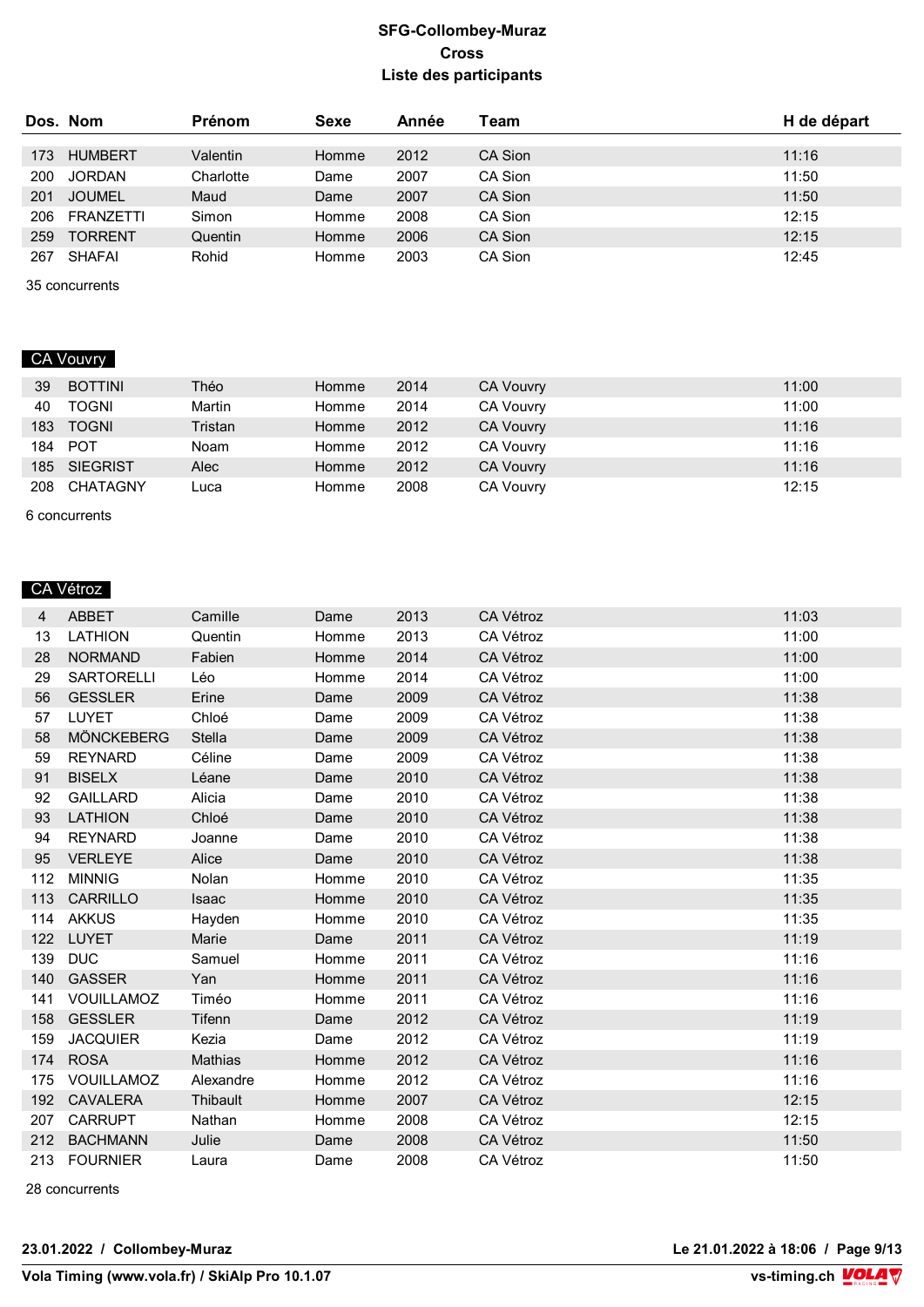# SFG-Collombey-Muraz
## Cross
## Liste des participants

| Dos. | Nom | Prénom | Sexe | Année | Team | H de départ |
|---|---|---|---|---|---|---|
| 173 | HUMBERT | Valentin | Homme | 2012 | CA Sion | 11:16 |
| 200 | JORDAN | Charlotte | Dame | 2007 | CA Sion | 11:50 |
| 201 | JOUMEL | Maud | Dame | 2007 | CA Sion | 11:50 |
| 206 | FRANZETTI | Simon | Homme | 2008 | CA Sion | 12:15 |
| 259 | TORRENT | Quentin | Homme | 2006 | CA Sion | 12:15 |
| 267 | SHAFAI | Rohid | Homme | 2003 | CA Sion | 12:45 |

35 concurrents

### CA Vouvry

| Dos. | Nom | Prénom | Sexe | Année | Team | H de départ |
|---|---|---|---|---|---|---|
| 39 | BOTTINI | Théo | Homme | 2014 | CA Vouvry | 11:00 |
| 40 | TOGNI | Martin | Homme | 2014 | CA Vouvry | 11:00 |
| 183 | TOGNI | Tristan | Homme | 2012 | CA Vouvry | 11:16 |
| 184 | POT | Noam | Homme | 2012 | CA Vouvry | 11:16 |
| 185 | SIEGRIST | Alec | Homme | 2012 | CA Vouvry | 11:16 |
| 208 | CHATAGNY | Luca | Homme | 2008 | CA Vouvry | 12:15 |

6 concurrents

### CA Vétroz

| Dos. | Nom | Prénom | Sexe | Année | Team | H de départ |
|---|---|---|---|---|---|---|
| 4 | ABBET | Camille | Dame | 2013 | CA Vétroz | 11:03 |
| 13 | LATHION | Quentin | Homme | 2013 | CA Vétroz | 11:00 |
| 28 | NORMAND | Fabien | Homme | 2014 | CA Vétroz | 11:00 |
| 29 | SARTORELLI | Léo | Homme | 2014 | CA Vétroz | 11:00 |
| 56 | GESSLER | Erine | Dame | 2009 | CA Vétroz | 11:38 |
| 57 | LUYET | Chloé | Dame | 2009 | CA Vétroz | 11:38 |
| 58 | MÖNCKEBERG | Stella | Dame | 2009 | CA Vétroz | 11:38 |
| 59 | REYNARD | Céline | Dame | 2009 | CA Vétroz | 11:38 |
| 91 | BISELX | Léane | Dame | 2010 | CA Vétroz | 11:38 |
| 92 | GAILLARD | Alicia | Dame | 2010 | CA Vétroz | 11:38 |
| 93 | LATHION | Chloé | Dame | 2010 | CA Vétroz | 11:38 |
| 94 | REYNARD | Joanne | Dame | 2010 | CA Vétroz | 11:38 |
| 95 | VERLEYE | Alice | Dame | 2010 | CA Vétroz | 11:38 |
| 112 | MINNIG | Nolan | Homme | 2010 | CA Vétroz | 11:35 |
| 113 | CARRILLO | Isaac | Homme | 2010 | CA Vétroz | 11:35 |
| 114 | AKKUS | Hayden | Homme | 2010 | CA Vétroz | 11:35 |
| 122 | LUYET | Marie | Dame | 2011 | CA Vétroz | 11:19 |
| 139 | DUC | Samuel | Homme | 2011 | CA Vétroz | 11:16 |
| 140 | GASSER | Yan | Homme | 2011 | CA Vétroz | 11:16 |
| 141 | VOUILLAMOZ | Timéo | Homme | 2011 | CA Vétroz | 11:16 |
| 158 | GESSLER | Tifenn | Dame | 2012 | CA Vétroz | 11:19 |
| 159 | JACQUIER | Kezia | Dame | 2012 | CA Vétroz | 11:19 |
| 174 | ROSA | Mathias | Homme | 2012 | CA Vétroz | 11:16 |
| 175 | VOUILLAMOZ | Alexandre | Homme | 2012 | CA Vétroz | 11:16 |
| 192 | CAVALERA | Thibault | Homme | 2007 | CA Vétroz | 12:15 |
| 207 | CARRUPT | Nathan | Homme | 2008 | CA Vétroz | 12:15 |
| 212 | BACHMANN | Julie | Dame | 2008 | CA Vétroz | 11:50 |
| 213 | FOURNIER | Laura | Dame | 2008 | CA Vétroz | 11:50 |

28 concurrents

**23.01.2022 / Collombey-Muraz** — **Le 21.01.2022 à 18:06**

**Vola Timing (www.vola.fr) / SkiAlp Pro 10.1.07** — **vs-timing.ch**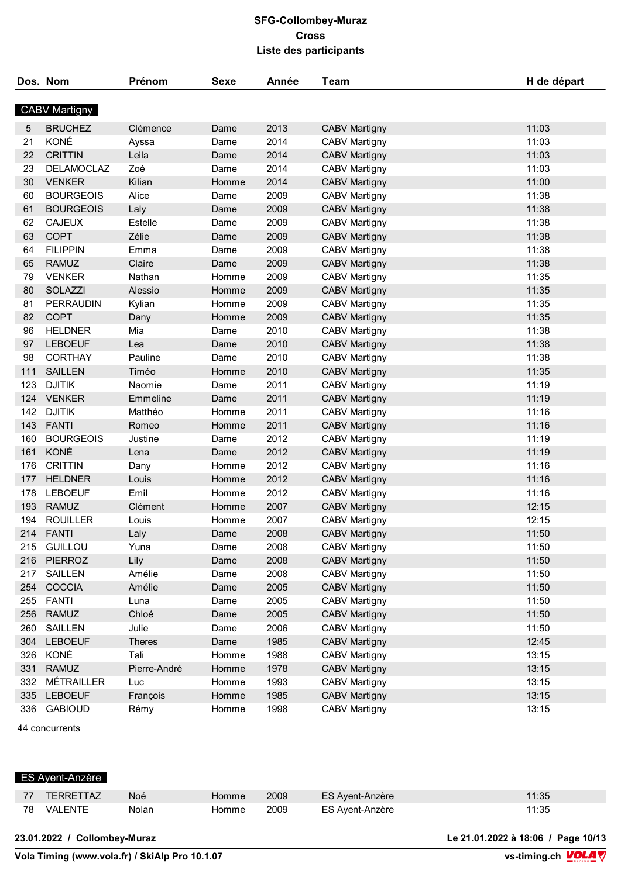# SFG-Collombey-Muraz
## Cross
## Liste des participants

| Dos. | Nom | Prénom | Sexe | Année | Team | H de départ |
|---|---|---|---|---|---|---|

### CABV Martigny

| Dos. | Nom | Prénom | Sexe | Année | Team | H de départ |
|---|---|---|---|---|---|---|
| 5 | BRUCHEZ | Clémence | Dame | 2013 | CABV Martigny | 11:03 |
| 21 | KONÉ | Ayssa | Dame | 2014 | CABV Martigny | 11:03 |
| 22 | CRITTIN | Leila | Dame | 2014 | CABV Martigny | 11:03 |
| 23 | DELAMOCLAZ | Zoé | Dame | 2014 | CABV Martigny | 11:03 |
| 30 | VENKER | Kilian | Homme | 2014 | CABV Martigny | 11:00 |
| 60 | BOURGEOIS | Alice | Dame | 2009 | CABV Martigny | 11:38 |
| 61 | BOURGEOIS | Laly | Dame | 2009 | CABV Martigny | 11:38 |
| 62 | CAJEUX | Estelle | Dame | 2009 | CABV Martigny | 11:38 |
| 63 | COPT | Zélie | Dame | 2009 | CABV Martigny | 11:38 |
| 64 | FILIPPIN | Emma | Dame | 2009 | CABV Martigny | 11:38 |
| 65 | RAMUZ | Claire | Dame | 2009 | CABV Martigny | 11:38 |
| 79 | VENKER | Nathan | Homme | 2009 | CABV Martigny | 11:35 |
| 80 | SOLAZZI | Alessio | Homme | 2009 | CABV Martigny | 11:35 |
| 81 | PERRAUDIN | Kylian | Homme | 2009 | CABV Martigny | 11:35 |
| 82 | COPT | Dany | Homme | 2009 | CABV Martigny | 11:35 |
| 96 | HELDNER | Mia | Dame | 2010 | CABV Martigny | 11:38 |
| 97 | LEBOEUF | Lea | Dame | 2010 | CABV Martigny | 11:38 |
| 98 | CORTHAY | Pauline | Dame | 2010 | CABV Martigny | 11:38 |
| 111 | SAILLEN | Timéo | Homme | 2010 | CABV Martigny | 11:35 |
| 123 | DJITIK | Naomie | Dame | 2011 | CABV Martigny | 11:19 |
| 124 | VENKER | Emmeline | Dame | 2011 | CABV Martigny | 11:19 |
| 142 | DJITIK | Matthéo | Homme | 2011 | CABV Martigny | 11:16 |
| 143 | FANTI | Romeo | Homme | 2011 | CABV Martigny | 11:16 |
| 160 | BOURGEOIS | Justine | Dame | 2012 | CABV Martigny | 11:19 |
| 161 | KONÉ | Lena | Dame | 2012 | CABV Martigny | 11:19 |
| 176 | CRITTIN | Dany | Homme | 2012 | CABV Martigny | 11:16 |
| 177 | HELDNER | Louis | Homme | 2012 | CABV Martigny | 11:16 |
| 178 | LEBOEUF | Emil | Homme | 2012 | CABV Martigny | 11:16 |
| 193 | RAMUZ | Clément | Homme | 2007 | CABV Martigny | 12:15 |
| 194 | ROUILLER | Louis | Homme | 2007 | CABV Martigny | 12:15 |
| 214 | FANTI | Laly | Dame | 2008 | CABV Martigny | 11:50 |
| 215 | GUILLOU | Yuna | Dame | 2008 | CABV Martigny | 11:50 |
| 216 | PIERROZ | Lily | Dame | 2008 | CABV Martigny | 11:50 |
| 217 | SAILLEN | Amélie | Dame | 2008 | CABV Martigny | 11:50 |
| 254 | COCCIA | Amélie | Dame | 2005 | CABV Martigny | 11:50 |
| 255 | FANTI | Luna | Dame | 2005 | CABV Martigny | 11:50 |
| 256 | RAMUZ | Chloé | Dame | 2005 | CABV Martigny | 11:50 |
| 260 | SAILLEN | Julie | Dame | 2006 | CABV Martigny | 11:50 |
| 304 | LEBOEUF | Theres | Dame | 1985 | CABV Martigny | 12:45 |
| 326 | KONÉ | Tali | Homme | 1988 | CABV Martigny | 13:15 |
| 331 | RAMUZ | Pierre-André | Homme | 1978 | CABV Martigny | 13:15 |
| 332 | MÉTRAILLER | Luc | Homme | 1993 | CABV Martigny | 13:15 |
| 335 | LEBOEUF | François | Homme | 1985 | CABV Martigny | 13:15 |
| 336 | GABIOUD | Rémy | Homme | 1998 | CABV Martigny | 13:15 |

44 concurrents

### ES Ayent-Anzère

| Dos. | Nom | Prénom | Sexe | Année | Team | H de départ |
|---|---|---|---|---|---|---|
| 77 | TERRETTAZ | Noé | Homme | 2009 | ES Ayent-Anzère | 11:35 |
| 78 | VALENTE | Nolan | Homme | 2009 | ES Ayent-Anzère | 11:35 |

23.01.2022 / Collombey-Muraz

Le 21.01.2022 à 18:06

Vola Timing (www.vola.fr) / SkiAlp Pro 10.1.07

vs-timing.ch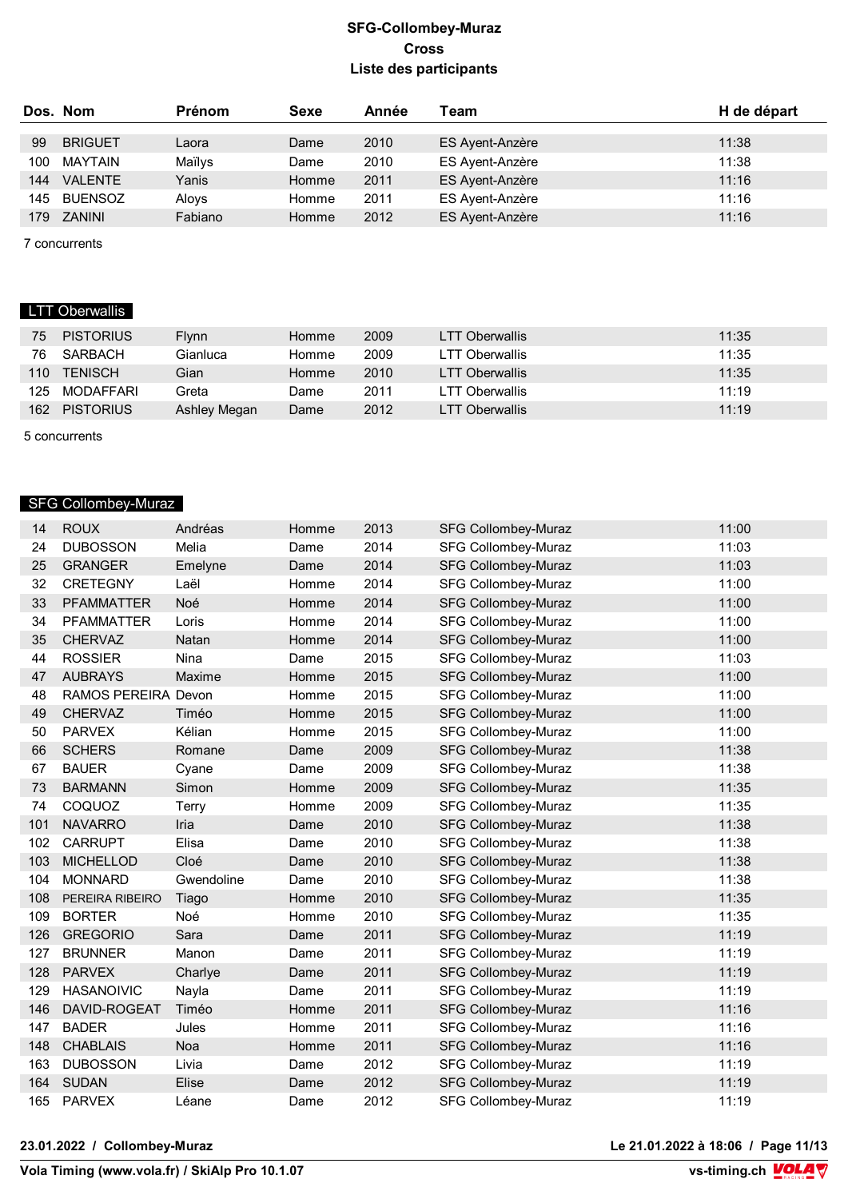# SFG-Collombey-Muraz
## Cross
## Liste des participants

| Dos. | Nom | Prénom | Sexe | Année | Team | H de départ |
|---|---|---|---|---|---|---|
| 99 | BRIGUET | Laora | Dame | 2010 | ES Ayent-Anzère | 11:38 |
| 100 | MAYTAIN | Maïlys | Dame | 2010 | ES Ayent-Anzère | 11:38 |
| 144 | VALENTE | Yanis | Homme | 2011 | ES Ayent-Anzère | 11:16 |
| 145 | BUENSOZ | Aloys | Homme | 2011 | ES Ayent-Anzère | 11:16 |
| 179 | ZANINI | Fabiano | Homme | 2012 | ES Ayent-Anzère | 11:16 |

7 concurrents

### LTT Oberwallis

| Dos. | Nom | Prénom | Sexe | Année | Team | H de départ |
|---|---|---|---|---|---|---|
| 75 | PISTORIUS | Flynn | Homme | 2009 | LTT Oberwallis | 11:35 |
| 76 | SARBACH | Gianluca | Homme | 2009 | LTT Oberwallis | 11:35 |
| 110 | TENISCH | Gian | Homme | 2010 | LTT Oberwallis | 11:35 |
| 125 | MODAFFARI | Greta | Dame | 2011 | LTT Oberwallis | 11:19 |
| 162 | PISTORIUS | Ashley Megan | Dame | 2012 | LTT Oberwallis | 11:19 |

5 concurrents

### SFG Collombey-Muraz

| Dos. | Nom | Prénom | Sexe | Année | Team | H de départ |
|---|---|---|---|---|---|---|
| 14 | ROUX | Andréas | Homme | 2013 | SFG Collombey-Muraz | 11:00 |
| 24 | DUBOSSON | Melia | Dame | 2014 | SFG Collombey-Muraz | 11:03 |
| 25 | GRANGER | Emelyne | Dame | 2014 | SFG Collombey-Muraz | 11:03 |
| 32 | CRETEGNY | Laël | Homme | 2014 | SFG Collombey-Muraz | 11:00 |
| 33 | PFAMMATTER | Noé | Homme | 2014 | SFG Collombey-Muraz | 11:00 |
| 34 | PFAMMATTER | Loris | Homme | 2014 | SFG Collombey-Muraz | 11:00 |
| 35 | CHERVAZ | Natan | Homme | 2014 | SFG Collombey-Muraz | 11:00 |
| 44 | ROSSIER | Nina | Dame | 2015 | SFG Collombey-Muraz | 11:03 |
| 47 | AUBRAYS | Maxime | Homme | 2015 | SFG Collombey-Muraz | 11:00 |
| 48 | RAMOS PEREIRA | Devon | Homme | 2015 | SFG Collombey-Muraz | 11:00 |
| 49 | CHERVAZ | Timéo | Homme | 2015 | SFG Collombey-Muraz | 11:00 |
| 50 | PARVEX | Kélian | Homme | 2015 | SFG Collombey-Muraz | 11:00 |
| 66 | SCHERS | Romane | Dame | 2009 | SFG Collombey-Muraz | 11:38 |
| 67 | BAUER | Cyane | Dame | 2009 | SFG Collombey-Muraz | 11:38 |
| 73 | BARMANN | Simon | Homme | 2009 | SFG Collombey-Muraz | 11:35 |
| 74 | COQUOZ | Terry | Homme | 2009 | SFG Collombey-Muraz | 11:35 |
| 101 | NAVARRO | Iria | Dame | 2010 | SFG Collombey-Muraz | 11:38 |
| 102 | CARRUPT | Elisa | Dame | 2010 | SFG Collombey-Muraz | 11:38 |
| 103 | MICHELLOD | Cloé | Dame | 2010 | SFG Collombey-Muraz | 11:38 |
| 104 | MONNARD | Gwendoline | Dame | 2010 | SFG Collombey-Muraz | 11:38 |
| 108 | PEREIRA RIBEIRO | Tiago | Homme | 2010 | SFG Collombey-Muraz | 11:35 |
| 109 | BORTER | Noé | Homme | 2010 | SFG Collombey-Muraz | 11:35 |
| 126 | GREGORIO | Sara | Dame | 2011 | SFG Collombey-Muraz | 11:19 |
| 127 | BRUNNER | Manon | Dame | 2011 | SFG Collombey-Muraz | 11:19 |
| 128 | PARVEX | Charlye | Dame | 2011 | SFG Collombey-Muraz | 11:19 |
| 129 | HASANOIVIC | Nayla | Dame | 2011 | SFG Collombey-Muraz | 11:19 |
| 146 | DAVID-ROGEAT | Timéo | Homme | 2011 | SFG Collombey-Muraz | 11:16 |
| 147 | BADER | Jules | Homme | 2011 | SFG Collombey-Muraz | 11:16 |
| 148 | CHABLAIS | Noa | Homme | 2011 | SFG Collombey-Muraz | 11:16 |
| 163 | DUBOSSON | Livia | Dame | 2012 | SFG Collombey-Muraz | 11:19 |
| 164 | SUDAN | Elise | Dame | 2012 | SFG Collombey-Muraz | 11:19 |
| 165 | PARVEX | Léane | Dame | 2012 | SFG Collombey-Muraz | 11:19 |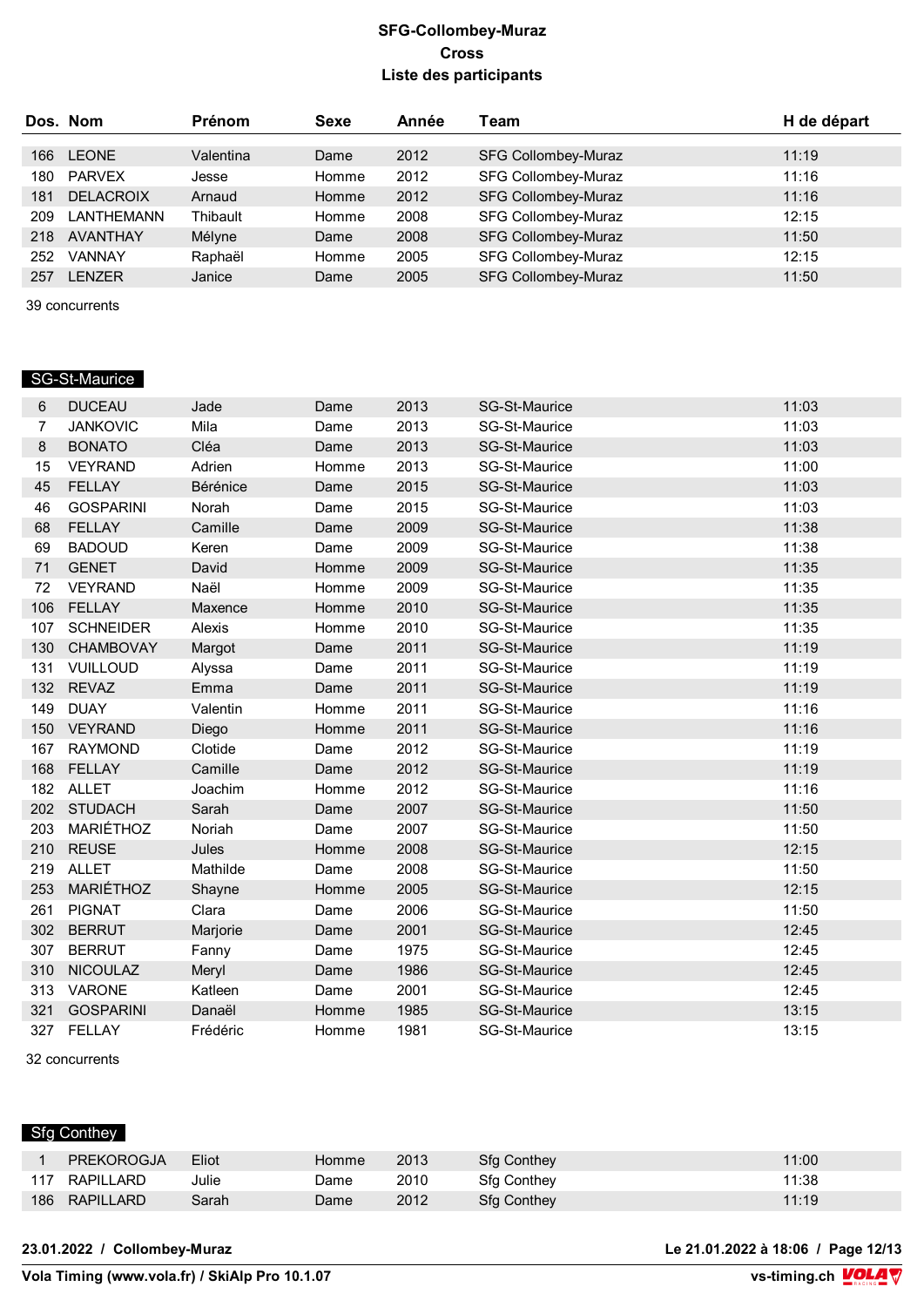# SFG-Collombey-Muraz

## Cross

## Liste des participants

| Dos. | Nom | Prénom | Sexe | Année | Team | H de départ |
|---|---|---|---|---|---|---|
| 166 | LEONE | Valentina | Dame | 2012 | SFG Collombey-Muraz | 11:19 |
| 180 | PARVEX | Jesse | Homme | 2012 | SFG Collombey-Muraz | 11:16 |
| 181 | DELACROIX | Arnaud | Homme | 2012 | SFG Collombey-Muraz | 11:16 |
| 209 | LANTHEMANN | Thibault | Homme | 2008 | SFG Collombey-Muraz | 12:15 |
| 218 | AVANTHAY | Mélyne | Dame | 2008 | SFG Collombey-Muraz | 11:50 |
| 252 | VANNAY | Raphaël | Homme | 2005 | SFG Collombey-Muraz | 12:15 |
| 257 | LENZER | Janice | Dame | 2005 | SFG Collombey-Muraz | 11:50 |

39 concurrents

### SG-St-Maurice

| Dos. | Nom | Prénom | Sexe | Année | Team | H de départ |
|---|---|---|---|---|---|---|
| 6 | DUCEAU | Jade | Dame | 2013 | SG-St-Maurice | 11:03 |
| 7 | JANKOVIC | Mila | Dame | 2013 | SG-St-Maurice | 11:03 |
| 8 | BONATO | Cléa | Dame | 2013 | SG-St-Maurice | 11:03 |
| 15 | VEYRAND | Adrien | Homme | 2013 | SG-St-Maurice | 11:00 |
| 45 | FELLAY | Bérénice | Dame | 2015 | SG-St-Maurice | 11:03 |
| 46 | GOSPARINI | Norah | Dame | 2015 | SG-St-Maurice | 11:03 |
| 68 | FELLAY | Camille | Dame | 2009 | SG-St-Maurice | 11:38 |
| 69 | BADOUD | Keren | Dame | 2009 | SG-St-Maurice | 11:38 |
| 71 | GENET | David | Homme | 2009 | SG-St-Maurice | 11:35 |
| 72 | VEYRAND | Naël | Homme | 2009 | SG-St-Maurice | 11:35 |
| 106 | FELLAY | Maxence | Homme | 2010 | SG-St-Maurice | 11:35 |
| 107 | SCHNEIDER | Alexis | Homme | 2010 | SG-St-Maurice | 11:35 |
| 130 | CHAMBOVAY | Margot | Dame | 2011 | SG-St-Maurice | 11:19 |
| 131 | VUILLOUD | Alyssa | Dame | 2011 | SG-St-Maurice | 11:19 |
| 132 | REVAZ | Emma | Dame | 2011 | SG-St-Maurice | 11:19 |
| 149 | DUAY | Valentin | Homme | 2011 | SG-St-Maurice | 11:16 |
| 150 | VEYRAND | Diego | Homme | 2011 | SG-St-Maurice | 11:16 |
| 167 | RAYMOND | Clotide | Dame | 2012 | SG-St-Maurice | 11:19 |
| 168 | FELLAY | Camille | Dame | 2012 | SG-St-Maurice | 11:19 |
| 182 | ALLET | Joachim | Homme | 2012 | SG-St-Maurice | 11:16 |
| 202 | STUDACH | Sarah | Dame | 2007 | SG-St-Maurice | 11:50 |
| 203 | MARIÉTHOZ | Noriah | Dame | 2007 | SG-St-Maurice | 11:50 |
| 210 | REUSE | Jules | Homme | 2008 | SG-St-Maurice | 12:15 |
| 219 | ALLET | Mathilde | Dame | 2008 | SG-St-Maurice | 11:50 |
| 253 | MARIÉTHOZ | Shayne | Homme | 2005 | SG-St-Maurice | 12:15 |
| 261 | PIGNAT | Clara | Dame | 2006 | SG-St-Maurice | 11:50 |
| 302 | BERRUT | Marjorie | Dame | 2001 | SG-St-Maurice | 12:45 |
| 307 | BERRUT | Fanny | Dame | 1975 | SG-St-Maurice | 12:45 |
| 310 | NICOULAZ | Meryl | Dame | 1986 | SG-St-Maurice | 12:45 |
| 313 | VARONE | Katleen | Dame | 2001 | SG-St-Maurice | 12:45 |
| 321 | GOSPARINI | Danaël | Homme | 1985 | SG-St-Maurice | 13:15 |
| 327 | FELLAY | Frédéric | Homme | 1981 | SG-St-Maurice | 13:15 |

32 concurrents

### Sfg Conthey

| Dos. | Nom | Prénom | Sexe | Année | Team | H de départ |
|---|---|---|---|---|---|---|
| 1 | PREKOROGJA | Eliot | Homme | 2013 | Sfg Conthey | 11:00 |
| 117 | RAPILLARD | Julie | Dame | 2010 | Sfg Conthey | 11:38 |
| 186 | RAPILLARD | Sarah | Dame | 2012 | Sfg Conthey | 11:19 |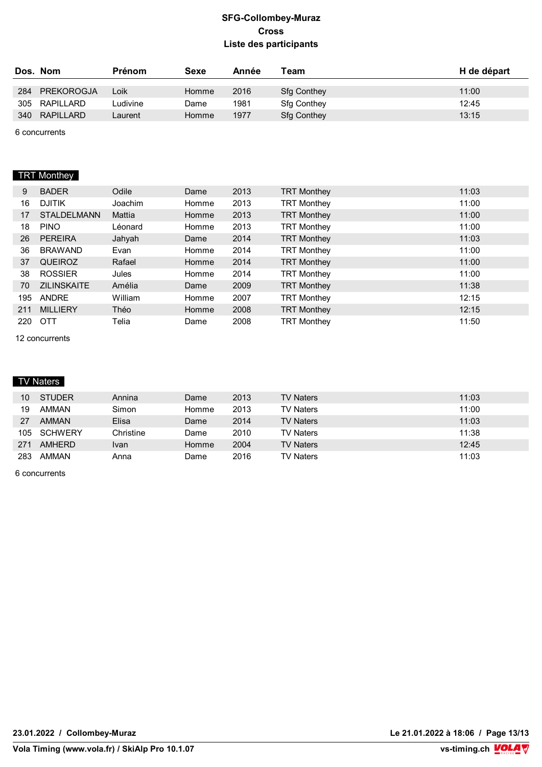# SFG-Collombey-Muraz
# Cross
# Liste des participants

| Dos. | Nom | Prénom | Sexe | Année | Team | H de départ |
|---|---|---|---|---|---|---|
| 284 | PREKOROGJA | Loik | Homme | 2016 | Sfg Conthey | 11:00 |
| 305 | RAPILLARD | Ludivine | Dame | 1981 | Sfg Conthey | 12:45 |
| 340 | RAPILLARD | Laurent | Homme | 1977 | Sfg Conthey | 13:15 |

6 concurrents

## TRT Monthey

| Dos. | Nom | Prénom | Sexe | Année | Team | H de départ |
|---|---|---|---|---|---|---|
| 9 | BADER | Odile | Dame | 2013 | TRT Monthey | 11:03 |
| 16 | DJITIK | Joachim | Homme | 2013 | TRT Monthey | 11:00 |
| 17 | STALDELMANN | Mattia | Homme | 2013 | TRT Monthey | 11:00 |
| 18 | PINO | Léonard | Homme | 2013 | TRT Monthey | 11:00 |
| 26 | PEREIRA | Jahyah | Dame | 2014 | TRT Monthey | 11:03 |
| 36 | BRAWAND | Evan | Homme | 2014 | TRT Monthey | 11:00 |
| 37 | QUEIROZ | Rafael | Homme | 2014 | TRT Monthey | 11:00 |
| 38 | ROSSIER | Jules | Homme | 2014 | TRT Monthey | 11:00 |
| 70 | ZILINSKAITE | Amélia | Dame | 2009 | TRT Monthey | 11:38 |
| 195 | ANDRE | William | Homme | 2007 | TRT Monthey | 12:15 |
| 211 | MILLIERY | Théo | Homme | 2008 | TRT Monthey | 12:15 |
| 220 | OTT | Telia | Dame | 2008 | TRT Monthey | 11:50 |

12 concurrents

## TV Naters

| Dos. | Nom | Prénom | Sexe | Année | Team | H de départ |
|---|---|---|---|---|---|---|
| 10 | STUDER | Annina | Dame | 2013 | TV Naters | 11:03 |
| 19 | AMMAN | Simon | Homme | 2013 | TV Naters | 11:00 |
| 27 | AMMAN | Elisa | Dame | 2014 | TV Naters | 11:03 |
| 105 | SCHWERY | Christine | Dame | 2010 | TV Naters | 11:38 |
| 271 | AMHERD | Ivan | Homme | 2004 | TV Naters | 12:45 |
| 283 | AMMAN | Anna | Dame | 2016 | TV Naters | 11:03 |

6 concurrents